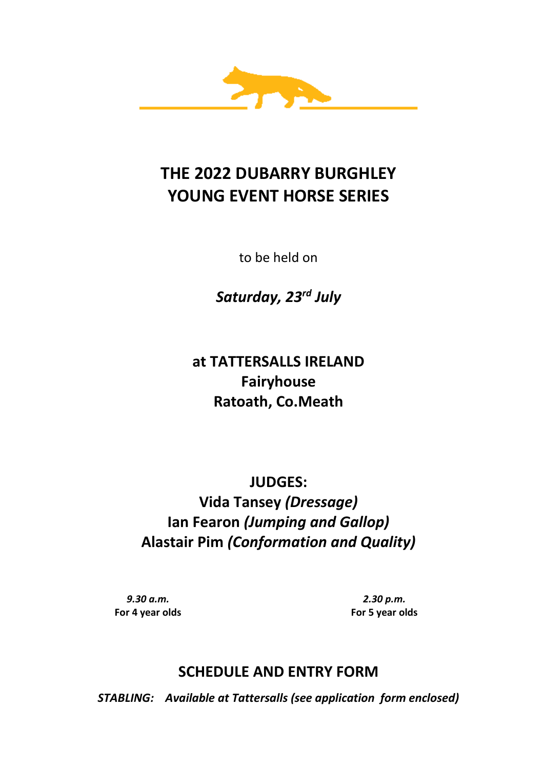# THE 2022 DUBARRY BURGHLEY YOUNG EVENT HORSE SERIES

to be held on

***Saturday, 23rd July***

## at TATTERSALLS IRELAND
## Fairyhouse
## Ratoath, Co.Meath

## JUDGES:

**Vida Tansey *(Dressage)***
**Ian Fearon *(Jumping and Gallop)***
**Alastair Pim *(Conformation and Quality)***

***9.30 a.m.***
**For 4 year olds**

***2.30 p.m.***
**For 5 year olds**

## SCHEDULE AND ENTRY FORM

***STABLING: Available at Tattersalls (see application form enclosed)***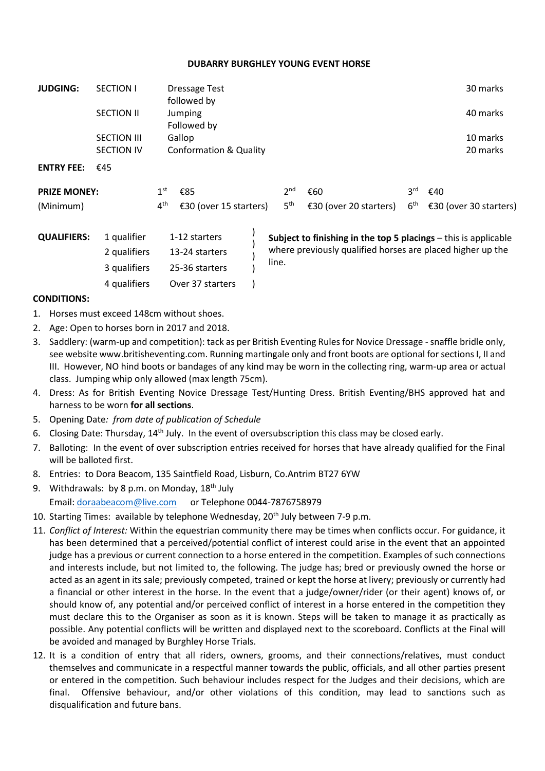**DUBARRY BURGHLEY YOUNG EVENT HORSE**

| **JUDGING:** | SECTION I | Dressage Test followed by | 30 marks |
|---|---|---|---|
| | SECTION II | Jumping Followed by | 40 marks |
| | SECTION III | Gallop | 10 marks |
| | SECTION IV | Conformation & Quality | 20 marks |

**ENTRY FEE:** €45

| **PRIZE MONEY:** (Minimum) | | | | | | |
|---|---|---|---|---|---|---|
| | 1st | €85 | 2nd | €60 | 3rd | €40 |
| | 4th | €30 (over 15 starters) | 5th | €30 (over 20 starters) | 6th | €30 (over 30 starters) |

| **QUALIFIERS:** | | |
|---|---|---|
| 1 qualifier | 1-12 starters | |
| 2 qualifiers | 13-24 starters | |
| 3 qualifiers | 25-36 starters | |
| 4 qualifiers | Over 37 starters | |

**Subject to finishing in the top 5 placings** – this is applicable where previously qualified horses are placed higher up the line.

**CONDITIONS:**

1. Horses must exceed 148cm without shoes.
2. Age: Open to horses born in 2017 and 2018.
3. Saddlery: (warm-up and competition): tack as per British Eventing Rules for Novice Dressage - snaffle bridle only, see website www.britisheventing.com. Running martingale only and front boots are optional for sections I, II and III. However, NO hind boots or bandages of any kind may be worn in the collecting ring, warm-up area or actual class. Jumping whip only allowed (max length 75cm).
4. Dress: As for British Eventing Novice Dressage Test/Hunting Dress. British Eventing/BHS approved hat and harness to be worn **for all sections**.
5. Opening Date*: from date of publication of Schedule*
6. Closing Date: Thursday, 14th July. In the event of oversubscription this class may be closed early.
7. Balloting: In the event of over subscription entries received for horses that have already qualified for the Final will be balloted first.
8. Entries: to Dora Beacom, 135 Saintfield Road, Lisburn, Co.Antrim BT27 6YW
9. Withdrawals: by 8 p.m. on Monday, 18th July
   Email: doraabeacom@live.com or Telephone 0044-7876758979
10. Starting Times: available by telephone Wednesday, 20th July between 7-9 p.m.
11. *Conflict of Interest:* Within the equestrian community there may be times when conflicts occur. For guidance, it has been determined that a perceived/potential conflict of interest could arise in the event that an appointed judge has a previous or current connection to a horse entered in the competition. Examples of such connections and interests include, but not limited to, the following. The judge has; bred or previously owned the horse or acted as an agent in its sale; previously competed, trained or kept the horse at livery; previously or currently had a financial or other interest in the horse. In the event that a judge/owner/rider (or their agent) knows of, or should know of, any potential and/or perceived conflict of interest in a horse entered in the competition they must declare this to the Organiser as soon as it is known. Steps will be taken to manage it as practically as possible. Any potential conflicts will be written and displayed next to the scoreboard. Conflicts at the Final will be avoided and managed by Burghley Horse Trials.
12. It is a condition of entry that all riders, owners, grooms, and their connections/relatives, must conduct themselves and communicate in a respectful manner towards the public, officials, and all other parties present or entered in the competition. Such behaviour includes respect for the Judges and their decisions, which are final. Offensive behaviour, and/or other violations of this condition, may lead to sanctions such as disqualification and future bans.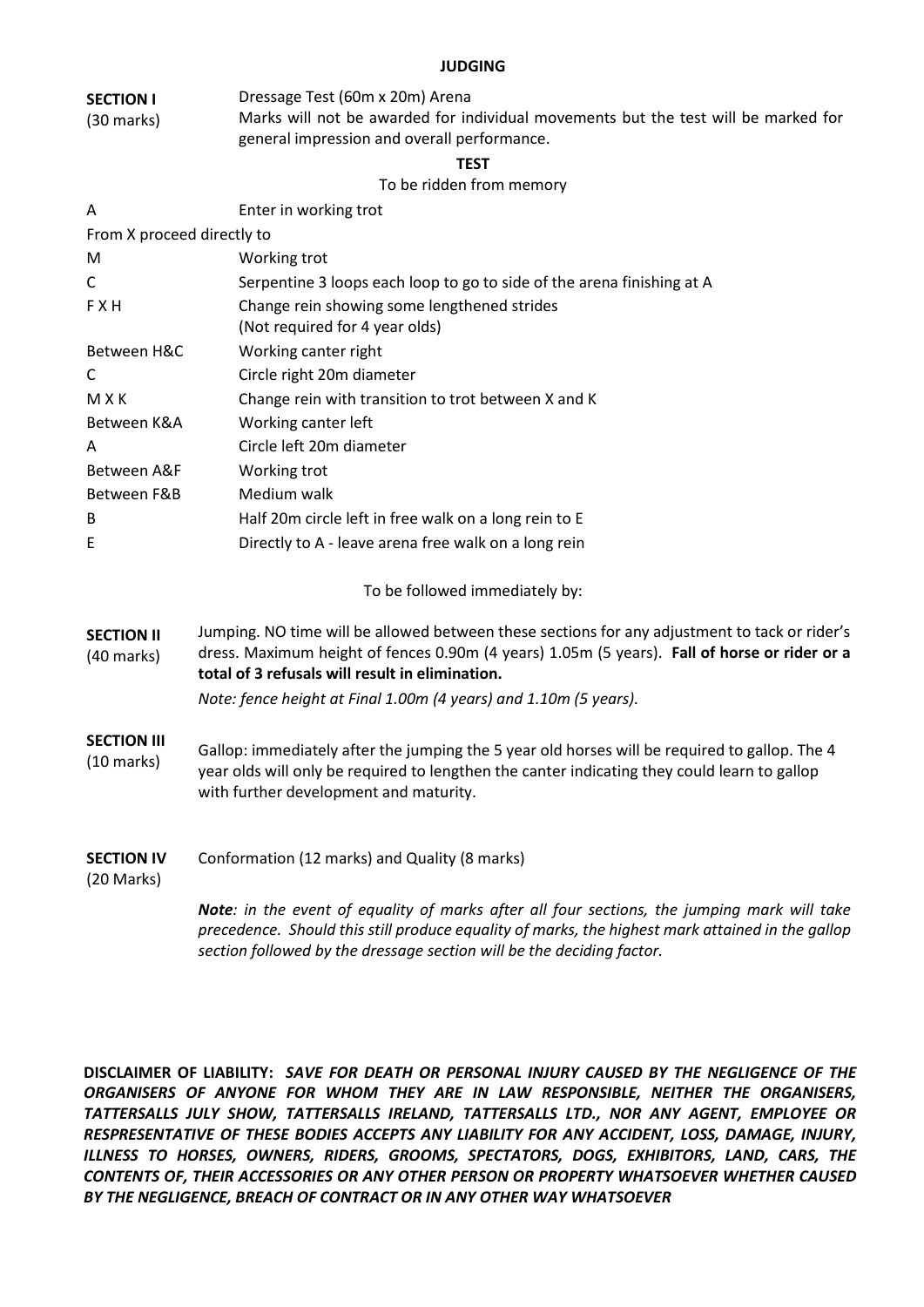## JUDGING

**SECTION I** (30 marks)

Dressage Test (60m x 20m) Arena

Marks will not be awarded for individual movements but the test will be marked for general impression and overall performance.

**TEST**

To be ridden from memory

| | |
|---|---|
| A | Enter in working trot |
| From X proceed directly to | |
| M | Working trot |
| C | Serpentine 3 loops each loop to go to side of the arena finishing at A |
| F X H | Change rein showing some lengthened strides (Not required for 4 year olds) |
| Between H&C | Working canter right |
| C | Circle right 20m diameter |
| M X K | Change rein with transition to trot between X and K |
| Between K&A | Working canter left |
| A | Circle left 20m diameter |
| Between A&F | Working trot |
| Between F&B | Medium walk |
| B | Half 20m circle left in free walk on a long rein to E |
| E | Directly to A - leave arena free walk on a long rein |

To be followed immediately by:

**SECTION II** (40 marks)

Jumping. NO time will be allowed between these sections for any adjustment to tack or rider's dress. Maximum height of fences 0.90m (4 years) 1.05m (5 years). **Fall of horse or rider or a total of 3 refusals will result in elimination.**

*Note: fence height at Final 1.00m (4 years) and 1.10m (5 years).*

**SECTION III** (10 marks)

Gallop: immediately after the jumping the 5 year old horses will be required to gallop. The 4 year olds will only be required to lengthen the canter indicating they could learn to gallop with further development and maturity.

**SECTION IV** (20 Marks)

Conformation (12 marks) and Quality (8 marks)

***Note**: in the event of equality of marks after all four sections, the jumping mark will take precedence. Should this still produce equality of marks, the highest mark attained in the gallop section followed by the dressage section will be the deciding factor.*

**DISCLAIMER OF LIABILITY:** ***SAVE FOR DEATH OR PERSONAL INJURY CAUSED BY THE NEGLIGENCE OF THE ORGANISERS OF ANYONE FOR WHOM THEY ARE IN LAW RESPONSIBLE, NEITHER THE ORGANISERS, TATTERSALLS JULY SHOW, TATTERSALLS IRELAND, TATTERSALLS LTD., NOR ANY AGENT, EMPLOYEE OR RESPRESENTATIVE OF THESE BODIES ACCEPTS ANY LIABILITY FOR ANY ACCIDENT, LOSS, DAMAGE, INJURY, ILLNESS TO HORSES, OWNERS, RIDERS, GROOMS, SPECTATORS, DOGS, EXHIBITORS, LAND, CARS, THE CONTENTS OF, THEIR ACCESSORIES OR ANY OTHER PERSON OR PROPERTY WHATSOEVER WHETHER CAUSED BY THE NEGLIGENCE, BREACH OF CONTRACT OR IN ANY OTHER WAY WHATSOEVER***